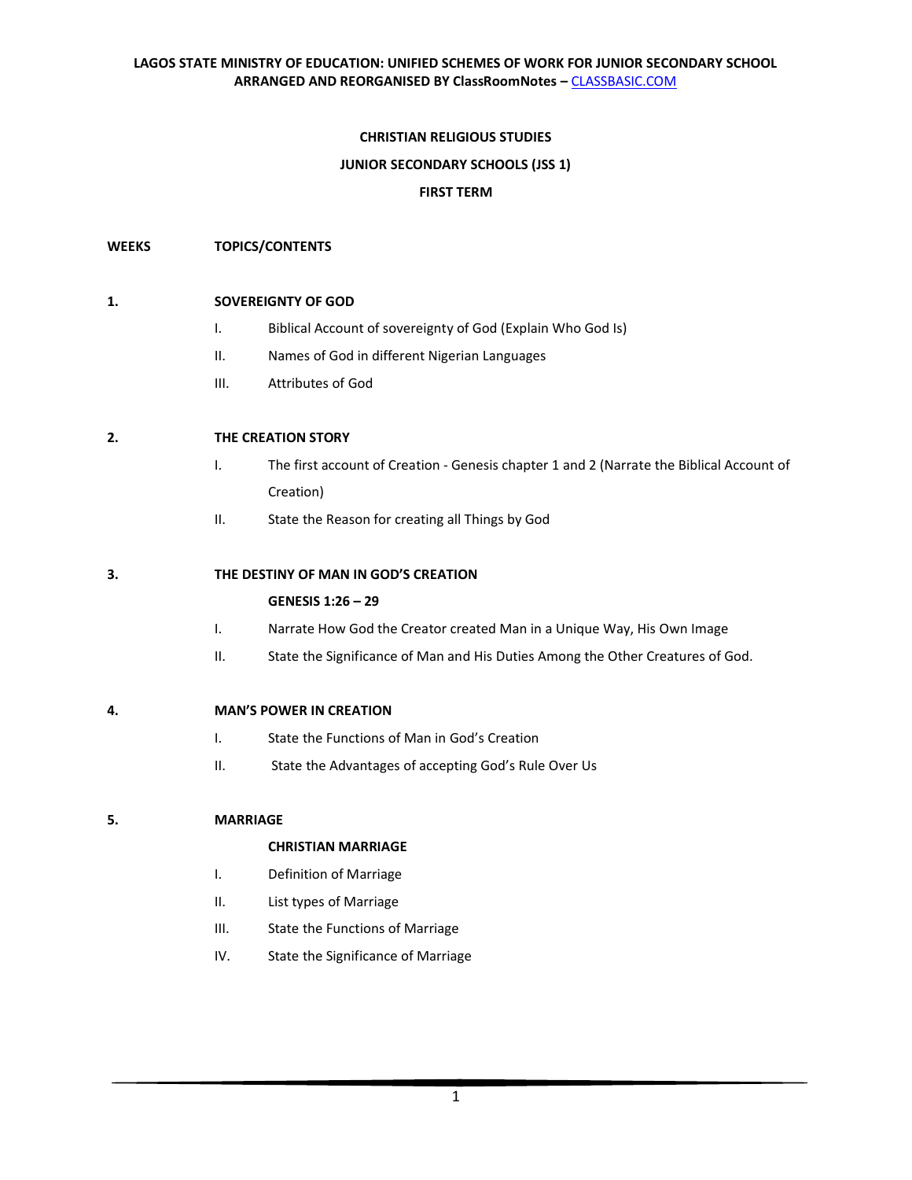**LAGOS STATE MINISTRY OF EDUCATION: UNIFIED SCHEMES OF WORK FOR JUNIOR SECONDARY SCHOOL**
**ARRANGED AND REORGANISED BY ClassRoomNotes – CLASSBASIC.COM**

# CHRISTIAN RELIGIOUS STUDIES

## JUNIOR SECONDARY SCHOOLS (JSS 1)

## FIRST TERM

**WEEKS** — **TOPICS/CONTENTS**

**1. SOVEREIGNTY OF GOD**

- I. Biblical Account of sovereignty of God (Explain Who God Is)
- II. Names of God in different Nigerian Languages
- III. Attributes of God

**2. THE CREATION STORY**

- I. The first account of Creation - Genesis chapter 1 and 2 (Narrate the Biblical Account of Creation)
- II. State the Reason for creating all Things by God

**3. THE DESTINY OF MAN IN GOD'S CREATION**

**GENESIS 1:26 – 29**

- I. Narrate How God the Creator created Man in a Unique Way, His Own Image
- II. State the Significance of Man and His Duties Among the Other Creatures of God.

**4. MAN'S POWER IN CREATION**

- I. State the Functions of Man in God's Creation
- II. State the Advantages of accepting God's Rule Over Us

**5. MARRIAGE**

**CHRISTIAN MARRIAGE**

- I. Definition of Marriage
- II. List types of Marriage
- III. State the Functions of Marriage
- IV. State the Significance of Marriage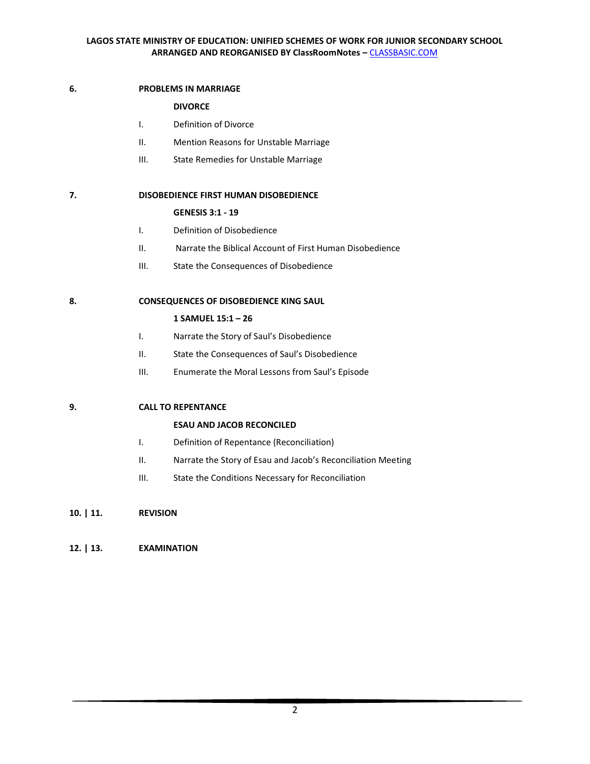**6.** **PROBLEMS IN MARRIAGE**

**DIVORCE**

I. Definition of Divorce

II. Mention Reasons for Unstable Marriage

III. State Remedies for Unstable Marriage

**7.** **DISOBEDIENCE FIRST HUMAN DISOBEDIENCE**

**GENESIS 3:1 - 19**

I. Definition of Disobedience

II. Narrate the Biblical Account of First Human Disobedience

III. State the Consequences of Disobedience

**8.** **CONSEQUENCES OF DISOBEDIENCE KING SAUL**

**1 SAMUEL 15:1 – 26**

I. Narrate the Story of Saul's Disobedience

II. State the Consequences of Saul's Disobedience

III. Enumerate the Moral Lessons from Saul's Episode

**9.** **CALL TO REPENTANCE**

**ESAU AND JACOB RECONCILED**

I. Definition of Repentance (Reconciliation)

II. Narrate the Story of Esau and Jacob's Reconciliation Meeting

III. State the Conditions Necessary for Reconciliation

**10. | 11.** **REVISION**

**12. | 13.** **EXAMINATION**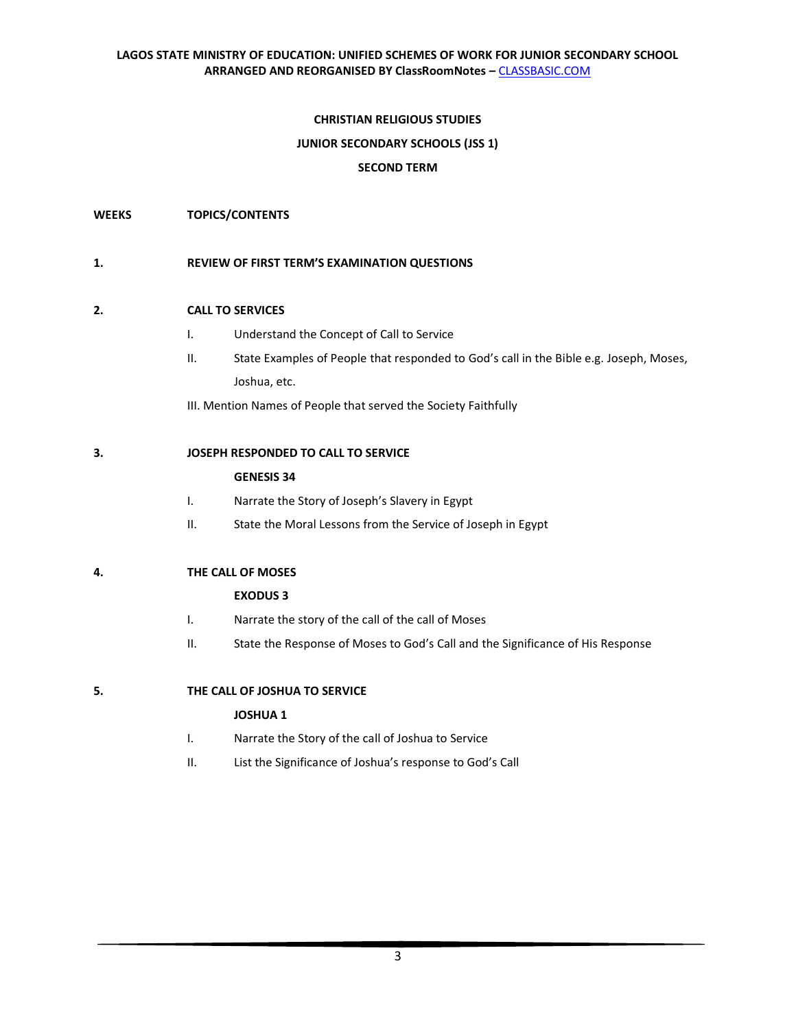**CHRISTIAN RELIGIOUS STUDIES**

**JUNIOR SECONDARY SCHOOLS (JSS 1)**

**SECOND TERM**

**WEEKS** **TOPICS/CONTENTS**

**1.** **REVIEW OF FIRST TERM'S EXAMINATION QUESTIONS**

**2.** **CALL TO SERVICES**

I. Understand the Concept of Call to Service

II. State Examples of People that responded to God's call in the Bible e.g. Joseph, Moses, Joshua, etc.

III. Mention Names of People that served the Society Faithfully

**3.** **JOSEPH RESPONDED TO CALL TO SERVICE**

**GENESIS 34**

I. Narrate the Story of Joseph's Slavery in Egypt

II. State the Moral Lessons from the Service of Joseph in Egypt

**4.** **THE CALL OF MOSES**

**EXODUS 3**

I. Narrate the story of the call of the call of Moses

II. State the Response of Moses to God's Call and the Significance of His Response

**5.** **THE CALL OF JOSHUA TO SERVICE**

**JOSHUA 1**

I. Narrate the Story of the call of Joshua to Service

II. List the Significance of Joshua's response to God's Call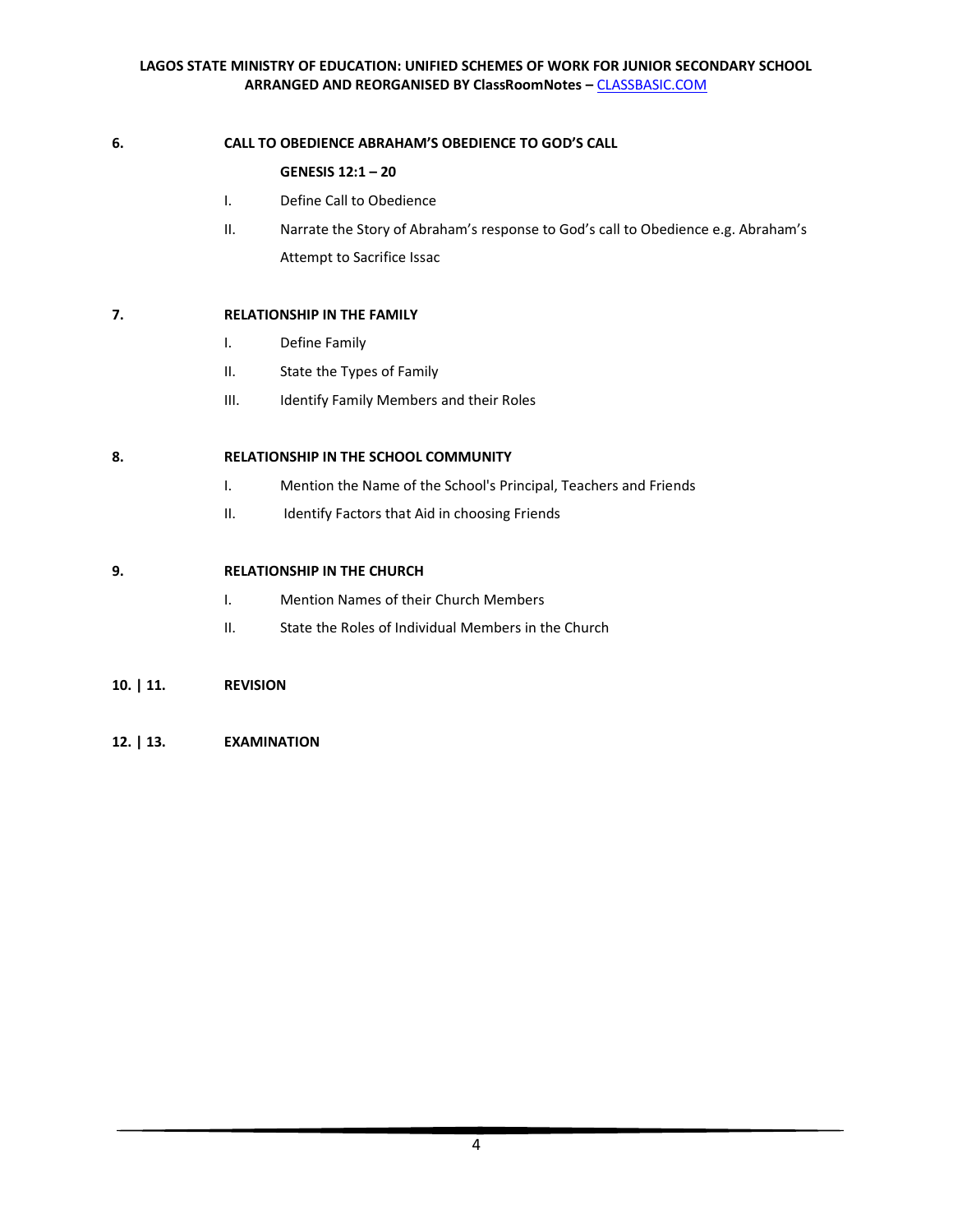**6. CALL TO OBEDIENCE ABRAHAM'S OBEDIENCE TO GOD'S CALL**

**GENESIS 12:1 – 20**

I. Define Call to Obedience

II. Narrate the Story of Abraham's response to God's call to Obedience e.g. Abraham's Attempt to Sacrifice Issac

**7. RELATIONSHIP IN THE FAMILY**

I. Define Family

II. State the Types of Family

III. Identify Family Members and their Roles

**8. RELATIONSHIP IN THE SCHOOL COMMUNITY**

I. Mention the Name of the School's Principal, Teachers and Friends

II. Identify Factors that Aid in choosing Friends

**9. RELATIONSHIP IN THE CHURCH**

I. Mention Names of their Church Members

II. State the Roles of Individual Members in the Church

**10. | 11. REVISION**

**12. | 13. EXAMINATION**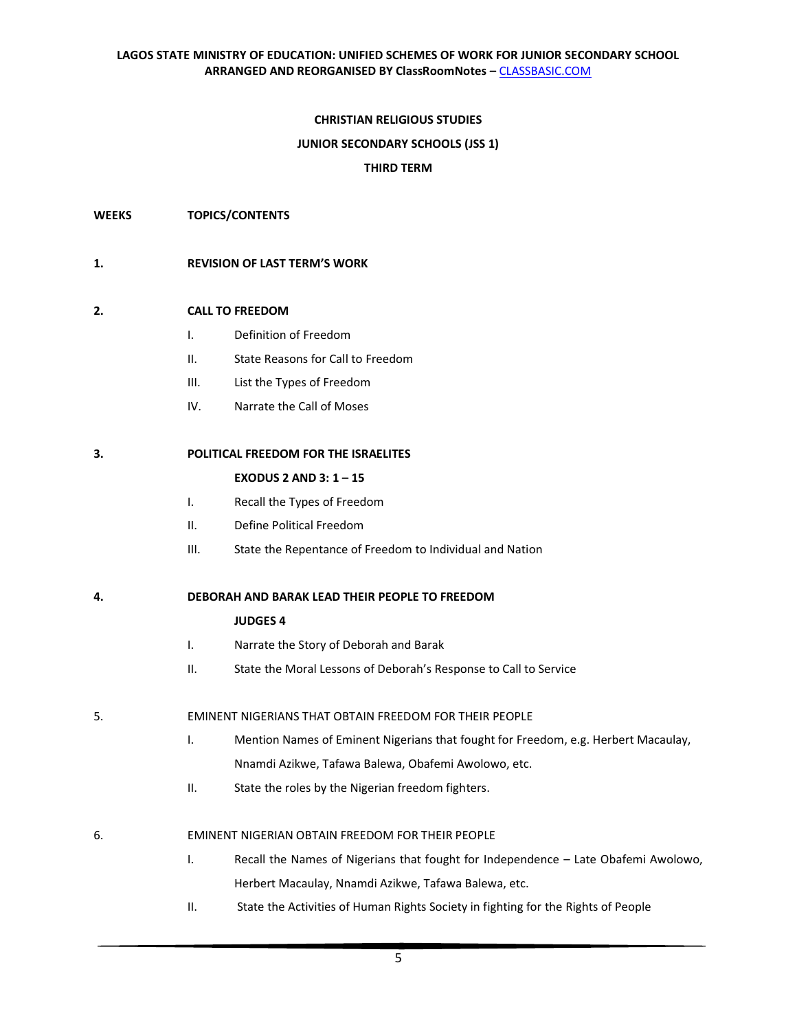**CHRISTIAN RELIGIOUS STUDIES**

**JUNIOR SECONDARY SCHOOLS (JSS 1)**

**THIRD TERM**

| WEEKS | TOPICS/CONTENTS |
|---|---|
| **1.** | **REVISION OF LAST TERM'S WORK** |
| **2.** | **CALL TO FREEDOM**<br>I. Definition of Freedom<br>II. State Reasons for Call to Freedom<br>III. List the Types of Freedom<br>IV. Narrate the Call of Moses |
| **3.** | **POLITICAL FREEDOM FOR THE ISRAELITES**<br>**EXODUS 2 AND 3: 1 – 15**<br>I. Recall the Types of Freedom<br>II. Define Political Freedom<br>III. State the Repentance of Freedom to Individual and Nation |
| **4.** | **DEBORAH AND BARAK LEAD THEIR PEOPLE TO FREEDOM**<br>**JUDGES 4**<br>I. Narrate the Story of Deborah and Barak<br>II. State the Moral Lessons of Deborah's Response to Call to Service |
| 5. | EMINENT NIGERIANS THAT OBTAIN FREEDOM FOR THEIR PEOPLE<br>I. Mention Names of Eminent Nigerians that fought for Freedom, e.g. Herbert Macaulay, Nnamdi Azikwe, Tafawa Balewa, Obafemi Awolowo, etc.<br>II. State the roles by the Nigerian freedom fighters. |
| 6. | EMINENT NIGERIAN OBTAIN FREEDOM FOR THEIR PEOPLE<br>I. Recall the Names of Nigerians that fought for Independence – Late Obafemi Awolowo, Herbert Macaulay, Nnamdi Azikwe, Tafawa Balewa, etc.<br>II. State the Activities of Human Rights Society in fighting for the Rights of People |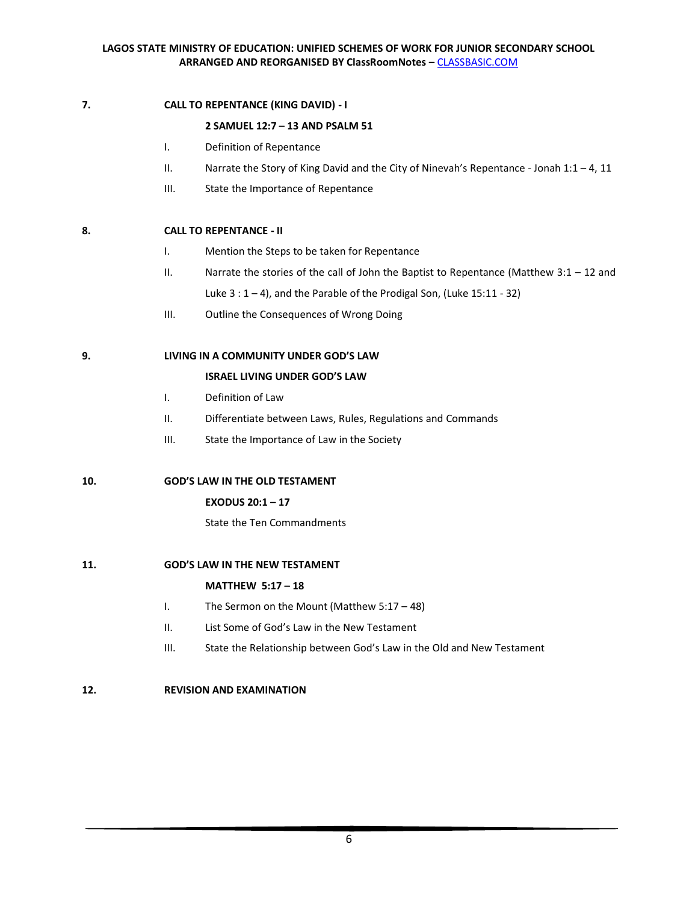**7. CALL TO REPENTANCE (KING DAVID) - I**

**2 SAMUEL 12:7 – 13 AND PSALM 51**

I. Definition of Repentance

II. Narrate the Story of King David and the City of Ninevah's Repentance - Jonah 1:1 – 4, 11

III. State the Importance of Repentance

**8. CALL TO REPENTANCE - II**

I. Mention the Steps to be taken for Repentance

II. Narrate the stories of the call of John the Baptist to Repentance (Matthew 3:1 – 12 and Luke 3 : 1 – 4), and the Parable of the Prodigal Son, (Luke 15:11 - 32)

III. Outline the Consequences of Wrong Doing

**9. LIVING IN A COMMUNITY UNDER GOD'S LAW**

**ISRAEL LIVING UNDER GOD'S LAW**

I. Definition of Law

II. Differentiate between Laws, Rules, Regulations and Commands

III. State the Importance of Law in the Society

**10. GOD'S LAW IN THE OLD TESTAMENT**

**EXODUS 20:1 – 17**

State the Ten Commandments

**11. GOD'S LAW IN THE NEW TESTAMENT**

**MATTHEW 5:17 – 18**

I. The Sermon on the Mount (Matthew 5:17 – 48)

II. List Some of God's Law in the New Testament

III. State the Relationship between God's Law in the Old and New Testament

**12. REVISION AND EXAMINATION**